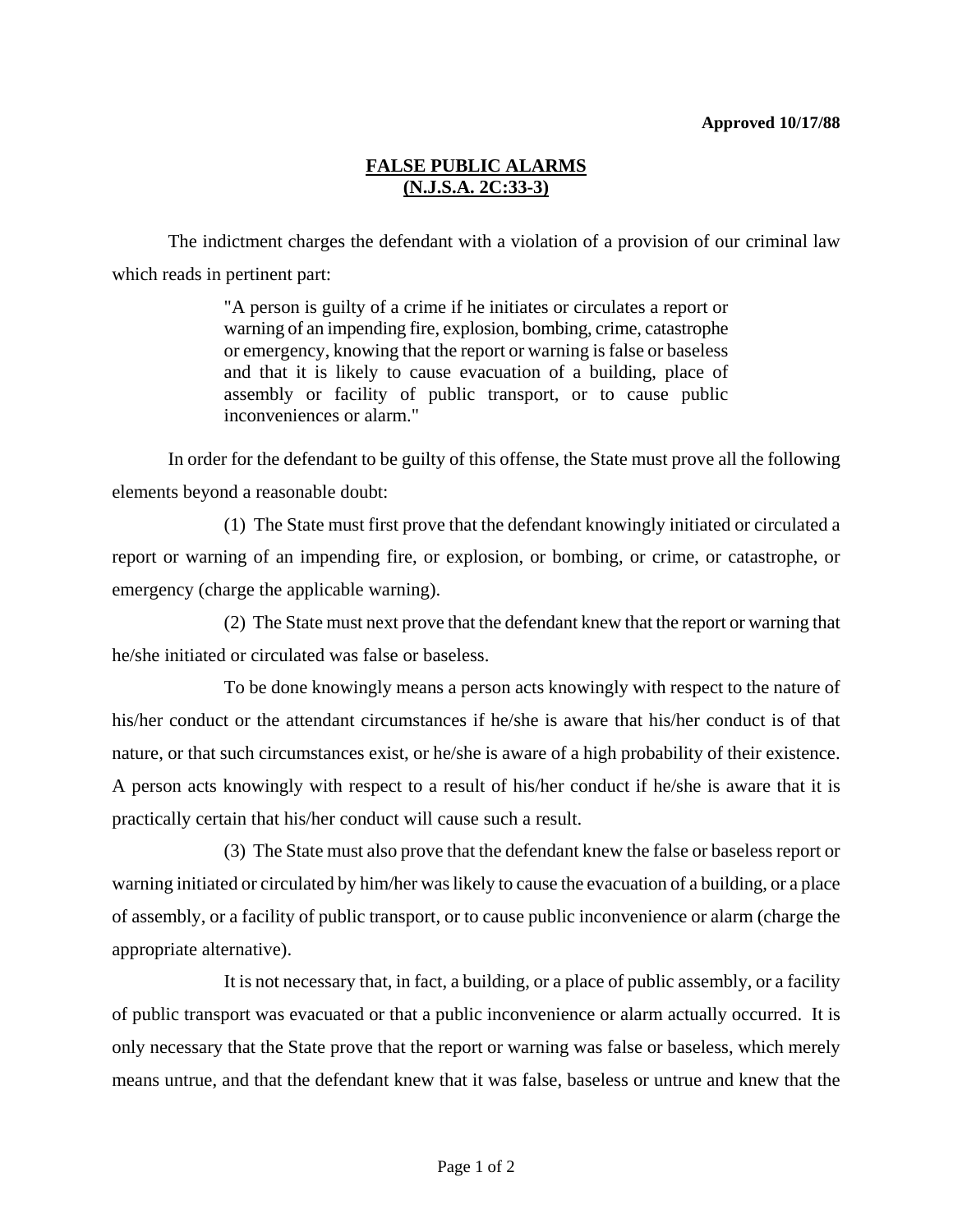**Approved 10/17/88**

# FALSE PUBLIC ALARMS
## (N.J.S.A. 2C:33-3)

The indictment charges the defendant with a violation of a provision of our criminal law which reads in pertinent part:

> "A person is guilty of a crime if he initiates or circulates a report or warning of an impending fire, explosion, bombing, crime, catastrophe or emergency, knowing that the report or warning is false or baseless and that it is likely to cause evacuation of a building, place of assembly or facility of public transport, or to cause public inconveniences or alarm."

In order for the defendant to be guilty of this offense, the State must prove all the following elements beyond a reasonable doubt:

(1) The State must first prove that the defendant knowingly initiated or circulated a report or warning of an impending fire, or explosion, or bombing, or crime, or catastrophe, or emergency (charge the applicable warning).

(2) The State must next prove that the defendant knew that the report or warning that he/she initiated or circulated was false or baseless.

To be done knowingly means a person acts knowingly with respect to the nature of his/her conduct or the attendant circumstances if he/she is aware that his/her conduct is of that nature, or that such circumstances exist, or he/she is aware of a high probability of their existence. A person acts knowingly with respect to a result of his/her conduct if he/she is aware that it is practically certain that his/her conduct will cause such a result.

(3) The State must also prove that the defendant knew the false or baseless report or warning initiated or circulated by him/her was likely to cause the evacuation of a building, or a place of assembly, or a facility of public transport, or to cause public inconvenience or alarm (charge the appropriate alternative).

It is not necessary that, in fact, a building, or a place of public assembly, or a facility of public transport was evacuated or that a public inconvenience or alarm actually occurred. It is only necessary that the State prove that the report or warning was false or baseless, which merely means untrue, and that the defendant knew that it was false, baseless or untrue and knew that the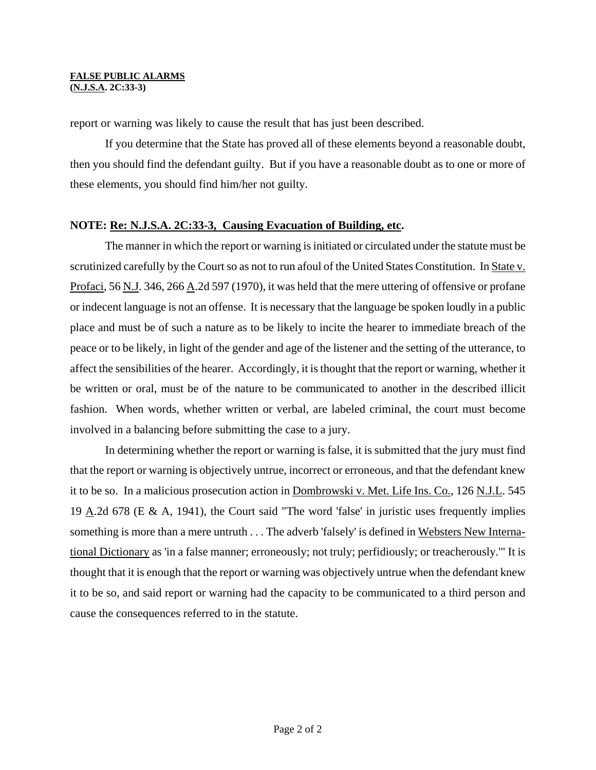report or warning was likely to cause the result that has just been described.

If you determine that the State has proved all of these elements beyond a reasonable doubt, then you should find the defendant guilty. But if you have a reasonable doubt as to one or more of these elements, you should find him/her not guilty.

**NOTE: Re: N.J.S.A. 2C:33-3, Causing Evacuation of Building, etc.**

The manner in which the report or warning is initiated or circulated under the statute must be scrutinized carefully by the Court so as not to run afoul of the United States Constitution. In State v. Profaci, 56 N.J. 346, 266 A.2d 597 (1970), it was held that the mere uttering of offensive or profane or indecent language is not an offense. It is necessary that the language be spoken loudly in a public place and must be of such a nature as to be likely to incite the hearer to immediate breach of the peace or to be likely, in light of the gender and age of the listener and the setting of the utterance, to affect the sensibilities of the hearer. Accordingly, it is thought that the report or warning, whether it be written or oral, must be of the nature to be communicated to another in the described illicit fashion. When words, whether written or verbal, are labeled criminal, the court must become involved in a balancing before submitting the case to a jury.

In determining whether the report or warning is false, it is submitted that the jury must find that the report or warning is objectively untrue, incorrect or erroneous, and that the defendant knew it to be so. In a malicious prosecution action in Dombrowski v. Met. Life Ins. Co., 126 N.J.L. 545 19 A.2d 678 (E & A, 1941), the Court said "The word 'false' in juristic uses frequently implies something is more than a mere untruth . . . The adverb 'falsely' is defined in Websters New International Dictionary as 'in a false manner; erroneously; not truly; perfidiously; or treacherously.'" It is thought that it is enough that the report or warning was objectively untrue when the defendant knew it to be so, and said report or warning had the capacity to be communicated to a third person and cause the consequences referred to in the statute.